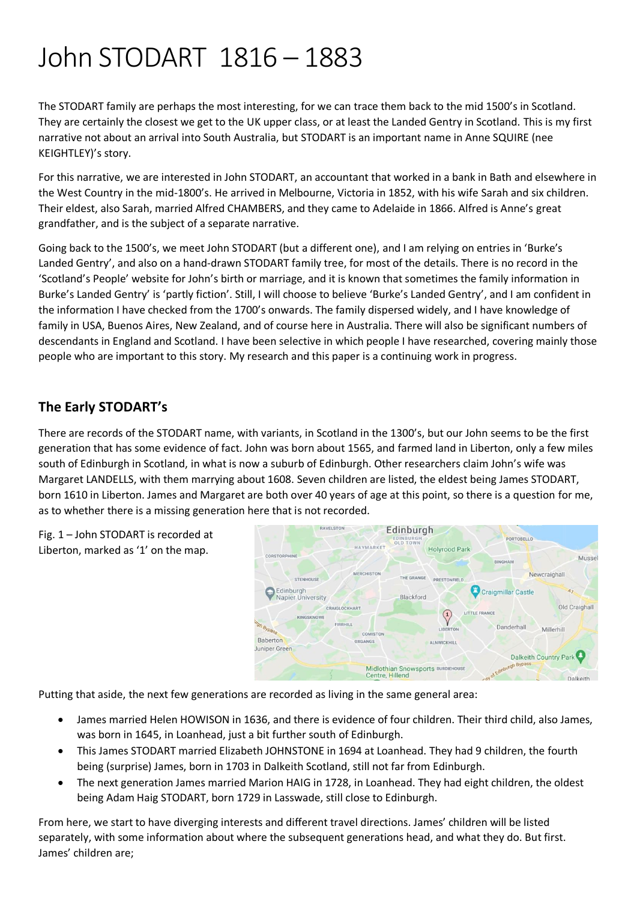# John STODART 1816 – 1883

The STODART family are perhaps the most interesting, for we can trace them back to the mid 1500's in Scotland. They are certainly the closest we get to the UK upper class, or at least the Landed Gentry in Scotland. This is my first narrative not about an arrival into South Australia, but STODART is an important name in Anne SQUIRE (nee KEIGHTLEY)'s story.

For this narrative, we are interested in John STODART, an accountant that worked in a bank in Bath and elsewhere in the West Country in the mid-1800's. He arrived in Melbourne, Victoria in 1852, with his wife Sarah and six children. Their eldest, also Sarah, married Alfred CHAMBERS, and they came to Adelaide in 1866. Alfred is Anne's great grandfather, and is the subject of a separate narrative.

Going back to the 1500's, we meet John STODART (but a different one), and I am relying on entries in 'Burke's Landed Gentry', and also on a hand-drawn STODART family tree, for most of the details. There is no record in the 'Scotland's People' website for John's birth or marriage, and it is known that sometimes the family information in Burke's Landed Gentry' is 'partly fiction'. Still, I will choose to believe 'Burke's Landed Gentry', and I am confident in the information I have checked from the 1700's onwards. The family dispersed widely, and I have knowledge of family in USA, Buenos Aires, New Zealand, and of course here in Australia. There will also be significant numbers of descendants in England and Scotland. I have been selective in which people I have researched, covering mainly those people who are important to this story. My research and this paper is a continuing work in progress.

## The Early STODART's

There are records of the STODART name, with variants, in Scotland in the 1300's, but our John seems to be the first generation that has some evidence of fact. John was born about 1565, and farmed land in Liberton, only a few miles south of Edinburgh in Scotland, in what is now a suburb of Edinburgh. Other researchers claim John's wife was Margaret LANDELLS, with them marrying about 1608. Seven children are listed, the eldest being James STODART, born 1610 in Liberton. James and Margaret are both over 40 years of age at this point, so there is a question for me, as to whether there is a missing generation here that is not recorded.

Fig. 1 – John STODART is recorded at Liberton, marked as '1' on the map.

Putting that aside, the next few generations are recorded as living in the same general area:

- James married Helen HOWISON in 1636, and there is evidence of four children. Their third child, also James, was born in 1645, in Loanhead, just a bit further south of Edinburgh.
- This James STODART married Elizabeth JOHNSTONE in 1694 at Loanhead. They had 9 children, the fourth being (surprise) James, born in 1703 in Dalkeith Scotland, still not far from Edinburgh.
- The next generation James married Marion HAIG in 1728, in Loanhead. They had eight children, the oldest being Adam Haig STODART, born 1729 in Lasswade, still close to Edinburgh.

From here, we start to have diverging interests and different travel directions. James' children will be listed separately, with some information about where the subsequent generations head, and what they do. But first. James' children are;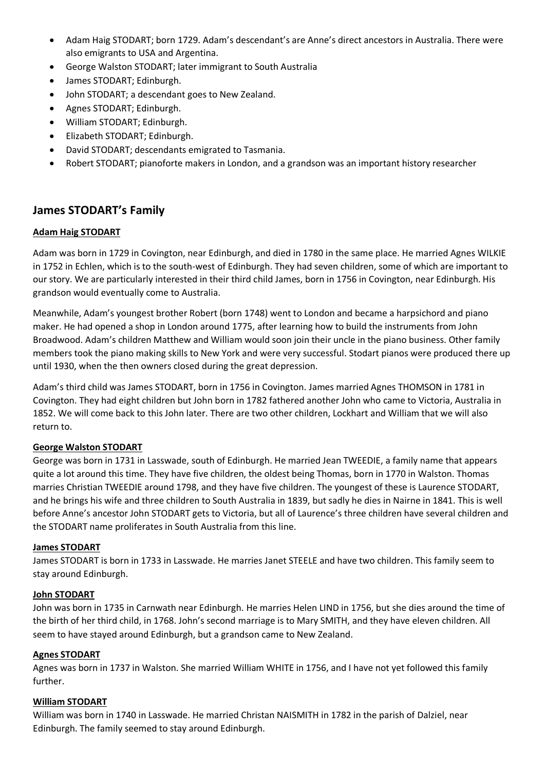- Adam Haig STODART; born 1729. Adam's descendant's are Anne's direct ancestors in Australia. There were also emigrants to USA and Argentina.
- George Walston STODART; later immigrant to South Australia
- James STODART; Edinburgh.
- John STODART; a descendant goes to New Zealand.
- Agnes STODART; Edinburgh.
- William STODART; Edinburgh.
- Elizabeth STODART; Edinburgh.
- David STODART; descendants emigrated to Tasmania.
- Robert STODART; pianoforte makers in London, and a grandson was an important history researcher

## James STODART's Family

### Adam Haig STODART

Adam was born in 1729 in Covington, near Edinburgh, and died in 1780 in the same place. He married Agnes WILKIE in 1752 in Echlen, which is to the south-west of Edinburgh. They had seven children, some of which are important to our story. We are particularly interested in their third child James, born in 1756 in Covington, near Edinburgh. His grandson would eventually come to Australia.

Meanwhile, Adam's youngest brother Robert (born 1748) went to London and became a harpsichord and piano maker. He had opened a shop in London around 1775, after learning how to build the instruments from John Broadwood. Adam's children Matthew and William would soon join their uncle in the piano business. Other family members took the piano making skills to New York and were very successful. Stodart pianos were produced there up until 1930, when the then owners closed during the great depression.

Adam's third child was James STODART, born in 1756 in Covington. James married Agnes THOMSON in 1781 in Covington. They had eight children but John born in 1782 fathered another John who came to Victoria, Australia in 1852. We will come back to this John later. There are two other children, Lockhart and William that we will also return to.

### George Walston STODART

George was born in 1731 in Lasswade, south of Edinburgh. He married Jean TWEEDIE, a family name that appears quite a lot around this time. They have five children, the oldest being Thomas, born in 1770 in Walston. Thomas marries Christian TWEEDIE around 1798, and they have five children. The youngest of these is Laurence STODART, and he brings his wife and three children to South Australia in 1839, but sadly he dies in Nairne in 1841. This is well before Anne's ancestor John STODART gets to Victoria, but all of Laurence's three children have several children and the STODART name proliferates in South Australia from this line.

### James STODART

James STODART is born in 1733 in Lasswade. He marries Janet STEELE and have two children. This family seem to stay around Edinburgh.

### John STODART

John was born in 1735 in Carnwath near Edinburgh. He marries Helen LIND in 1756, but she dies around the time of the birth of her third child, in 1768. John's second marriage is to Mary SMITH, and they have eleven children. All seem to have stayed around Edinburgh, but a grandson came to New Zealand.

### Agnes STODART

Agnes was born in 1737 in Walston. She married William WHITE in 1756, and I have not yet followed this family further.

### William STODART

William was born in 1740 in Lasswade. He married Christan NAISMITH in 1782 in the parish of Dalziel, near Edinburgh. The family seemed to stay around Edinburgh.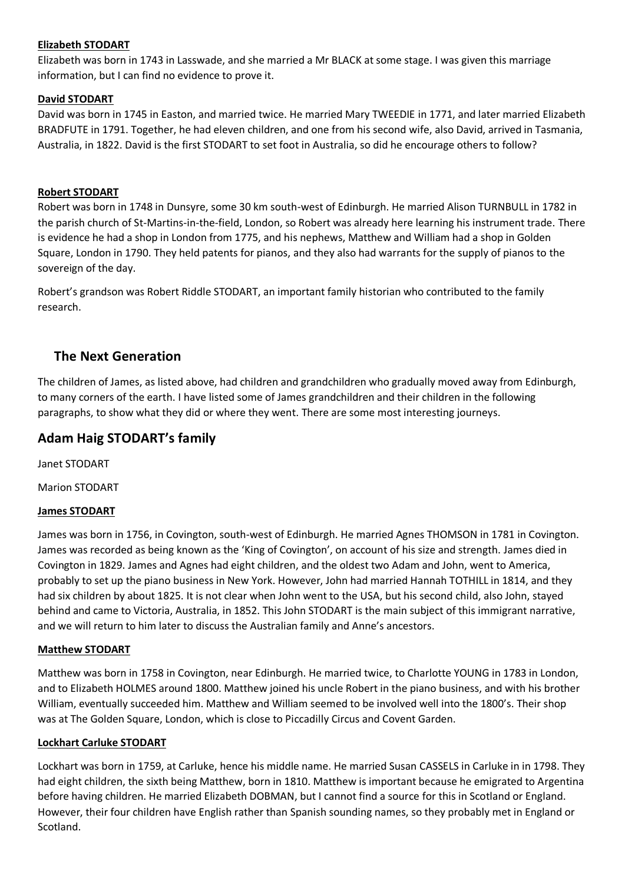**Elizabeth STODART**

Elizabeth was born in 1743 in Lasswade, and she married a Mr BLACK at some stage. I was given this marriage information, but I can find no evidence to prove it.

**David STODART**

David was born in 1745 in Easton, and married twice. He married Mary TWEEDIE in 1771, and later married Elizabeth BRADFUTE in 1791. Together, he had eleven children, and one from his second wife, also David, arrived in Tasmania, Australia, in 1822. David is the first STODART to set foot in Australia, so did he encourage others to follow?

**Robert STODART**

Robert was born in 1748 in Dunsyre, some 30 km south-west of Edinburgh. He married Alison TURNBULL in 1782 in the parish church of St-Martins-in-the-field, London, so Robert was already here learning his instrument trade. There is evidence he had a shop in London from 1775, and his nephews, Matthew and William had a shop in Golden Square, London in 1790. They held patents for pianos, and they also had warrants for the supply of pianos to the sovereign of the day.

Robert's grandson was Robert Riddle STODART, an important family historian who contributed to the family research.

## The Next Generation

The children of James, as listed above, had children and grandchildren who gradually moved away from Edinburgh, to many corners of the earth. I have listed some of James grandchildren and their children in the following paragraphs, to show what they did or where they went. There are some most interesting journeys.

## Adam Haig STODART's family

Janet STODART

Marion STODART

**James STODART**

James was born in 1756, in Covington, south-west of Edinburgh. He married Agnes THOMSON in 1781 in Covington. James was recorded as being known as the 'King of Covington', on account of his size and strength. James died in Covington in 1829. James and Agnes had eight children, and the oldest two Adam and John, went to America, probably to set up the piano business in New York. However, John had married Hannah TOTHILL in 1814, and they had six children by about 1825. It is not clear when John went to the USA, but his second child, also John, stayed behind and came to Victoria, Australia, in 1852. This John STODART is the main subject of this immigrant narrative, and we will return to him later to discuss the Australian family and Anne's ancestors.

**Matthew STODART**

Matthew was born in 1758 in Covington, near Edinburgh. He married twice, to Charlotte YOUNG in 1783 in London, and to Elizabeth HOLMES around 1800. Matthew joined his uncle Robert in the piano business, and with his brother William, eventually succeeded him. Matthew and William seemed to be involved well into the 1800's. Their shop was at The Golden Square, London, which is close to Piccadilly Circus and Covent Garden.

**Lockhart Carluke STODART**

Lockhart was born in 1759, at Carluke, hence his middle name. He married Susan CASSELS in Carluke in in 1798. They had eight children, the sixth being Matthew, born in 1810. Matthew is important because he emigrated to Argentina before having children. He married Elizabeth DOBMAN, but I cannot find a source for this in Scotland or England. However, their four children have English rather than Spanish sounding names, so they probably met in England or Scotland.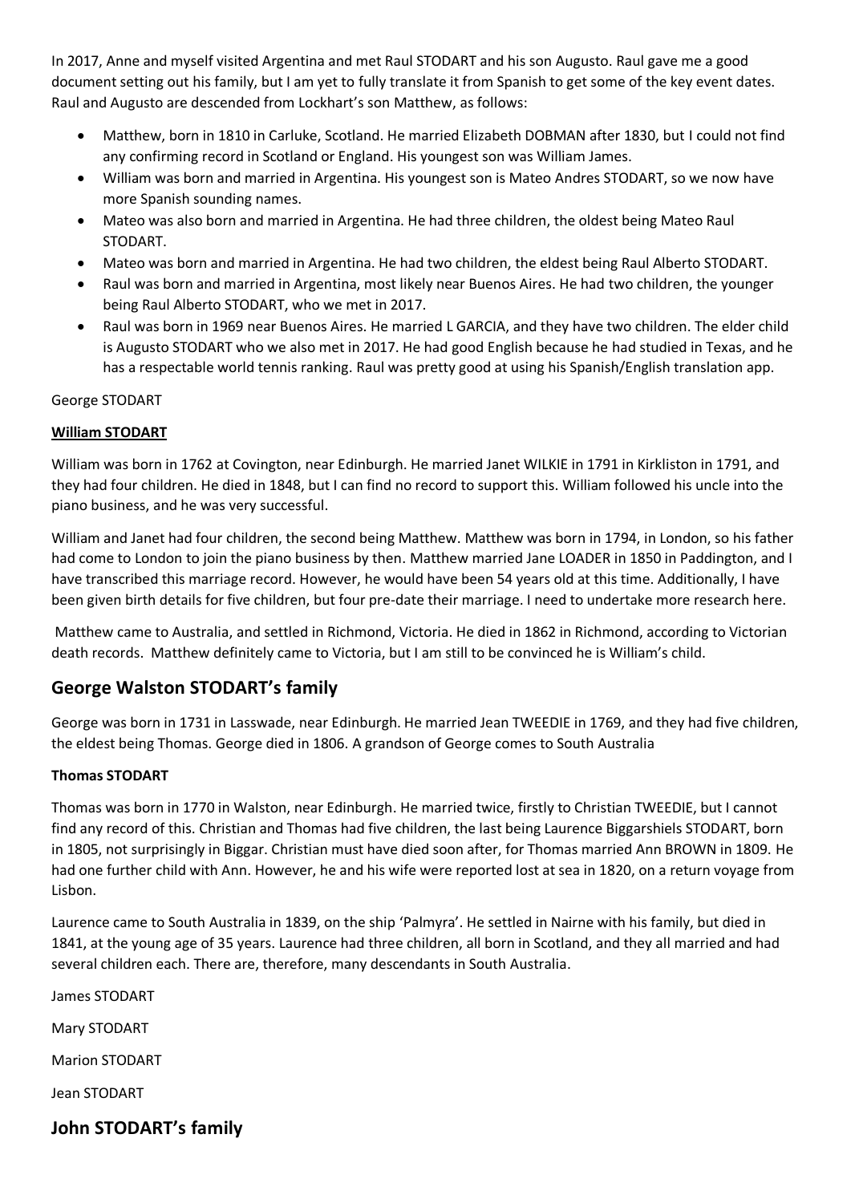In 2017, Anne and myself visited Argentina and met Raul STODART and his son Augusto. Raul gave me a good document setting out his family, but I am yet to fully translate it from Spanish to get some of the key event dates. Raul and Augusto are descended from Lockhart's son Matthew, as follows:

- Matthew, born in 1810 in Carluke, Scotland. He married Elizabeth DOBMAN after 1830, but I could not find any confirming record in Scotland or England. His youngest son was William James.
- William was born and married in Argentina. His youngest son is Mateo Andres STODART, so we now have more Spanish sounding names.
- Mateo was also born and married in Argentina. He had three children, the oldest being Mateo Raul STODART.
- Mateo was born and married in Argentina. He had two children, the eldest being Raul Alberto STODART.
- Raul was born and married in Argentina, most likely near Buenos Aires. He had two children, the younger being Raul Alberto STODART, who we met in 2017.
- Raul was born in 1969 near Buenos Aires. He married L GARCIA, and they have two children. The elder child is Augusto STODART who we also met in 2017. He had good English because he had studied in Texas, and he has a respectable world tennis ranking. Raul was pretty good at using his Spanish/English translation app.

George STODART

**William STODART**

William was born in 1762 at Covington, near Edinburgh. He married Janet WILKIE in 1791 in Kirkliston in 1791, and they had four children. He died in 1848, but I can find no record to support this. William followed his uncle into the piano business, and he was very successful.

William and Janet had four children, the second being Matthew. Matthew was born in 1794, in London, so his father had come to London to join the piano business by then. Matthew married Jane LOADER in 1850 in Paddington, and I have transcribed this marriage record. However, he would have been 54 years old at this time. Additionally, I have been given birth details for five children, but four pre-date their marriage. I need to undertake more research here.

Matthew came to Australia, and settled in Richmond, Victoria. He died in 1862 in Richmond, according to Victorian death records. Matthew definitely came to Victoria, but I am still to be convinced he is William's child.

## George Walston STODART's family

George was born in 1731 in Lasswade, near Edinburgh. He married Jean TWEEDIE in 1769, and they had five children, the eldest being Thomas. George died in 1806. A grandson of George comes to South Australia

**Thomas STODART**

Thomas was born in 1770 in Walston, near Edinburgh. He married twice, firstly to Christian TWEEDIE, but I cannot find any record of this. Christian and Thomas had five children, the last being Laurence Biggarshiels STODART, born in 1805, not surprisingly in Biggar. Christian must have died soon after, for Thomas married Ann BROWN in 1809. He had one further child with Ann. However, he and his wife were reported lost at sea in 1820, on a return voyage from Lisbon.

Laurence came to South Australia in 1839, on the ship 'Palmyra'. He settled in Nairne with his family, but died in 1841, at the young age of 35 years. Laurence had three children, all born in Scotland, and they all married and had several children each. There are, therefore, many descendants in South Australia.

James STODART

Mary STODART

Marion STODART

Jean STODART

## John STODART's family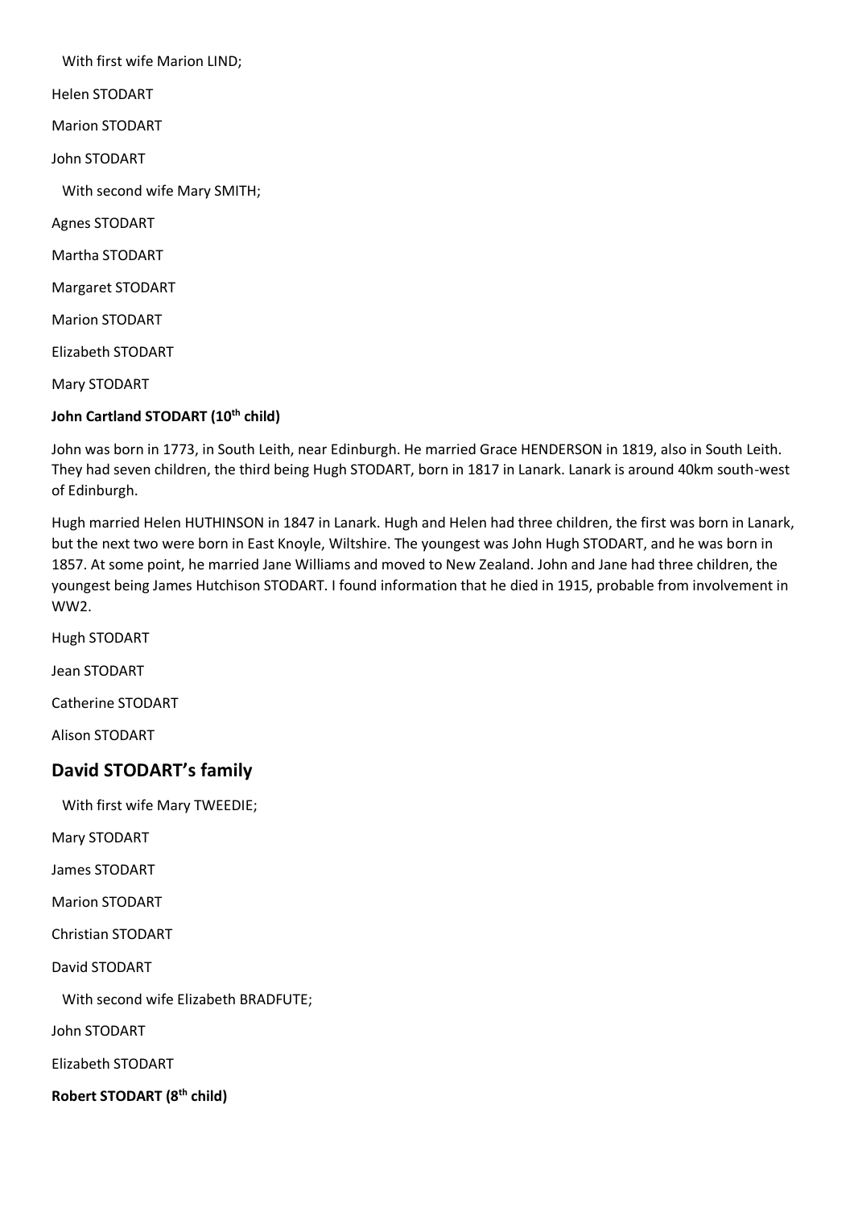With first wife Marion LIND;

Helen STODART

Marion STODART

John STODART

With second wife Mary SMITH;

Agnes STODART

Martha STODART

Margaret STODART

Marion STODART

Elizabeth STODART

Mary STODART

**John Cartland STODART (10th child)**

John was born in 1773, in South Leith, near Edinburgh. He married Grace HENDERSON in 1819, also in South Leith. They had seven children, the third being Hugh STODART, born in 1817 in Lanark. Lanark is around 40km south-west of Edinburgh.

Hugh married Helen HUTHINSON in 1847 in Lanark. Hugh and Helen had three children, the first was born in Lanark, but the next two were born in East Knoyle, Wiltshire. The youngest was John Hugh STODART, and he was born in 1857. At some point, he married Jane Williams and moved to New Zealand. John and Jane had three children, the youngest being James Hutchison STODART. I found information that he died in 1915, probable from involvement in WW2.

Hugh STODART

Jean STODART

Catherine STODART

Alison STODART

## David STODART's family

With first wife Mary TWEEDIE;

Mary STODART

James STODART

Marion STODART

Christian STODART

David STODART

With second wife Elizabeth BRADFUTE;

John STODART

Elizabeth STODART

**Robert STODART (8th child)**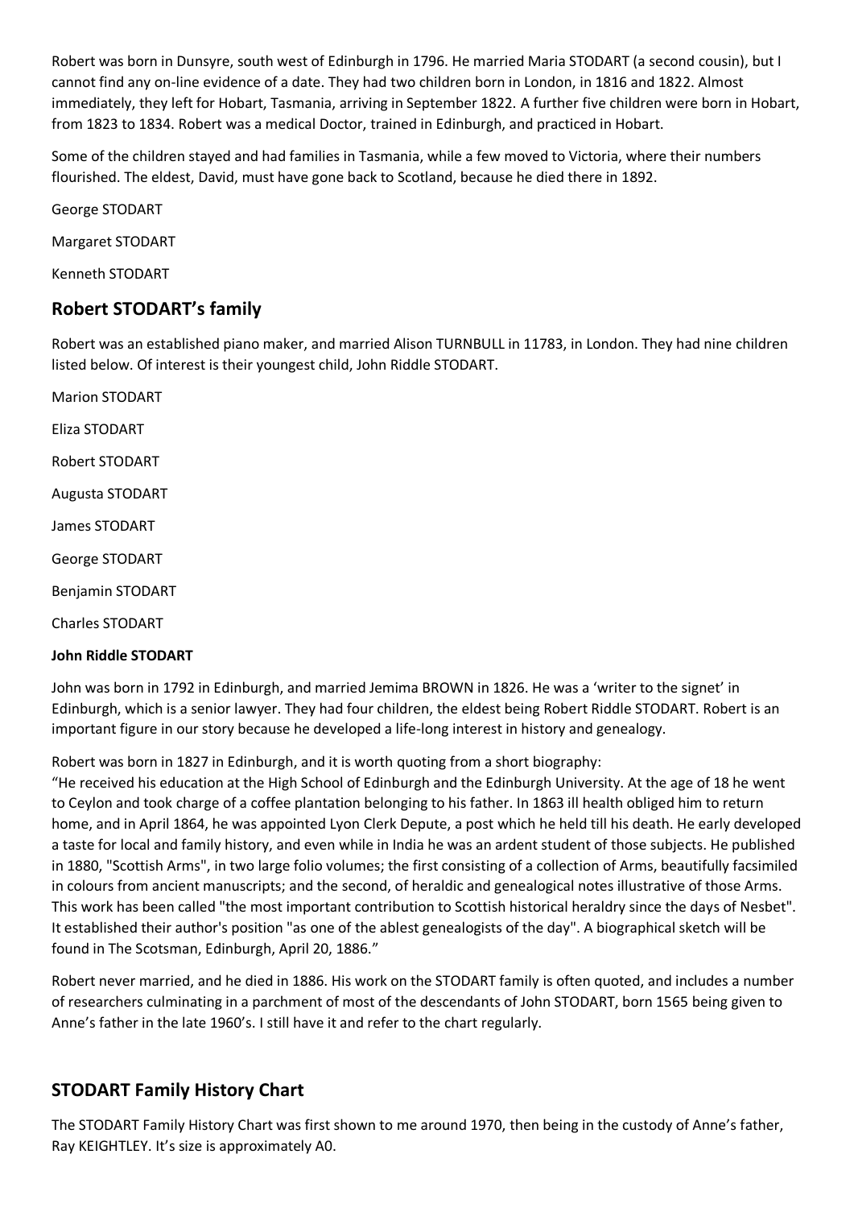Robert was born in Dunsyre, south west of Edinburgh in 1796. He married Maria STODART (a second cousin), but I cannot find any on-line evidence of a date. They had two children born in London, in 1816 and 1822. Almost immediately, they left for Hobart, Tasmania, arriving in September 1822. A further five children were born in Hobart, from 1823 to 1834. Robert was a medical Doctor, trained in Edinburgh, and practiced in Hobart.

Some of the children stayed and had families in Tasmania, while a few moved to Victoria, where their numbers flourished. The eldest, David, must have gone back to Scotland, because he died there in 1892.

George STODART

Margaret STODART

Kenneth STODART

## Robert STODART's family

Robert was an established piano maker, and married Alison TURNBULL in 11783, in London. They had nine children listed below. Of interest is their youngest child, John Riddle STODART.

Marion STODART

Eliza STODART

Robert STODART

Augusta STODART

James STODART

George STODART

Benjamin STODART

Charles STODART

**John Riddle STODART**

John was born in 1792 in Edinburgh, and married Jemima BROWN in 1826. He was a 'writer to the signet' in Edinburgh, which is a senior lawyer. They had four children, the eldest being Robert Riddle STODART. Robert is an important figure in our story because he developed a life-long interest in history and genealogy.

Robert was born in 1827 in Edinburgh, and it is worth quoting from a short biography:
"He received his education at the High School of Edinburgh and the Edinburgh University. At the age of 18 he went to Ceylon and took charge of a coffee plantation belonging to his father. In 1863 ill health obliged him to return home, and in April 1864, he was appointed Lyon Clerk Depute, a post which he held till his death. He early developed a taste for local and family history, and even while in India he was an ardent student of those subjects. He published in 1880, "Scottish Arms", in two large folio volumes; the first consisting of a collection of Arms, beautifully facsimiled in colours from ancient manuscripts; and the second, of heraldic and genealogical notes illustrative of those Arms. This work has been called "the most important contribution to Scottish historical heraldry since the days of Nesbet". It established their author's position "as one of the ablest genealogists of the day". A biographical sketch will be found in The Scotsman, Edinburgh, April 20, 1886."

Robert never married, and he died in 1886. His work on the STODART family is often quoted, and includes a number of researchers culminating in a parchment of most of the descendants of John STODART, born 1565 being given to Anne's father in the late 1960's. I still have it and refer to the chart regularly.

## STODART Family History Chart

The STODART Family History Chart was first shown to me around 1970, then being in the custody of Anne's father, Ray KEIGHTLEY. It's size is approximately A0.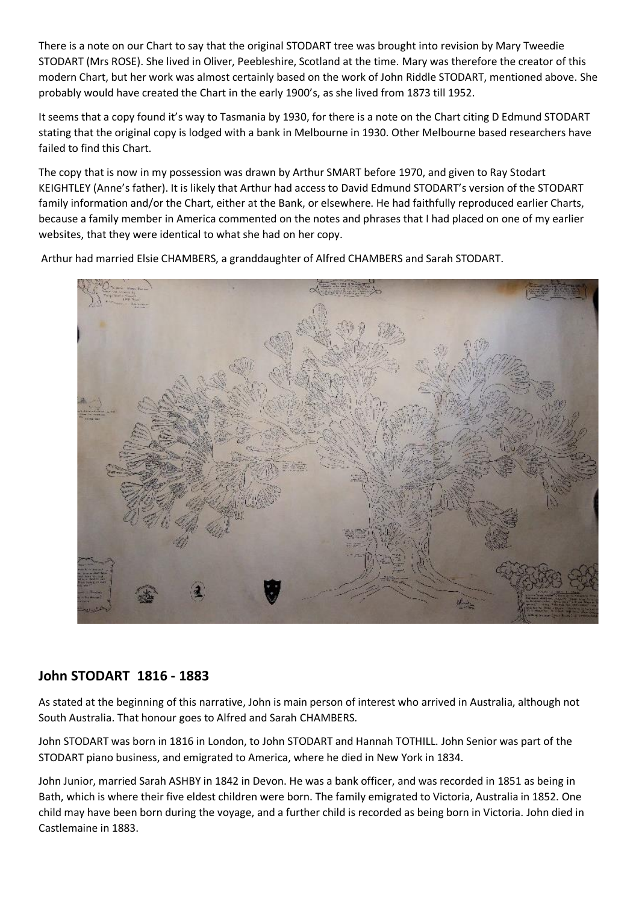There is a note on our Chart to say that the original STODART tree was brought into revision by Mary Tweedie STODART (Mrs ROSE). She lived in Oliver, Peebleshire, Scotland at the time. Mary was therefore the creator of this modern Chart, but her work was almost certainly based on the work of John Riddle STODART, mentioned above. She probably would have created the Chart in the early 1900's, as she lived from 1873 till 1952.

It seems that a copy found it's way to Tasmania by 1930, for there is a note on the Chart citing D Edmund STODART stating that the original copy is lodged with a bank in Melbourne in 1930. Other Melbourne based researchers have failed to find this Chart.

The copy that is now in my possession was drawn by Arthur SMART before 1970, and given to Ray Stodart KEIGHTLEY (Anne's father). It is likely that Arthur had access to David Edmund STODART's version of the STODART family information and/or the Chart, either at the Bank, or elsewhere. He had faithfully reproduced earlier Charts, because a family member in America commented on the notes and phrases that I had placed on one of my earlier websites, that they were identical to what she had on her copy.

Arthur had married Elsie CHAMBERS, a granddaughter of Alfred CHAMBERS and Sarah STODART.

## John STODART 1816 - 1883

As stated at the beginning of this narrative, John is main person of interest who arrived in Australia, although not South Australia. That honour goes to Alfred and Sarah CHAMBERS.

John STODART was born in 1816 in London, to John STODART and Hannah TOTHILL. John Senior was part of the STODART piano business, and emigrated to America, where he died in New York in 1834.

John Junior, married Sarah ASHBY in 1842 in Devon. He was a bank officer, and was recorded in 1851 as being in Bath, which is where their five eldest children were born. The family emigrated to Victoria, Australia in 1852. One child may have been born during the voyage, and a further child is recorded as being born in Victoria. John died in Castlemaine in 1883.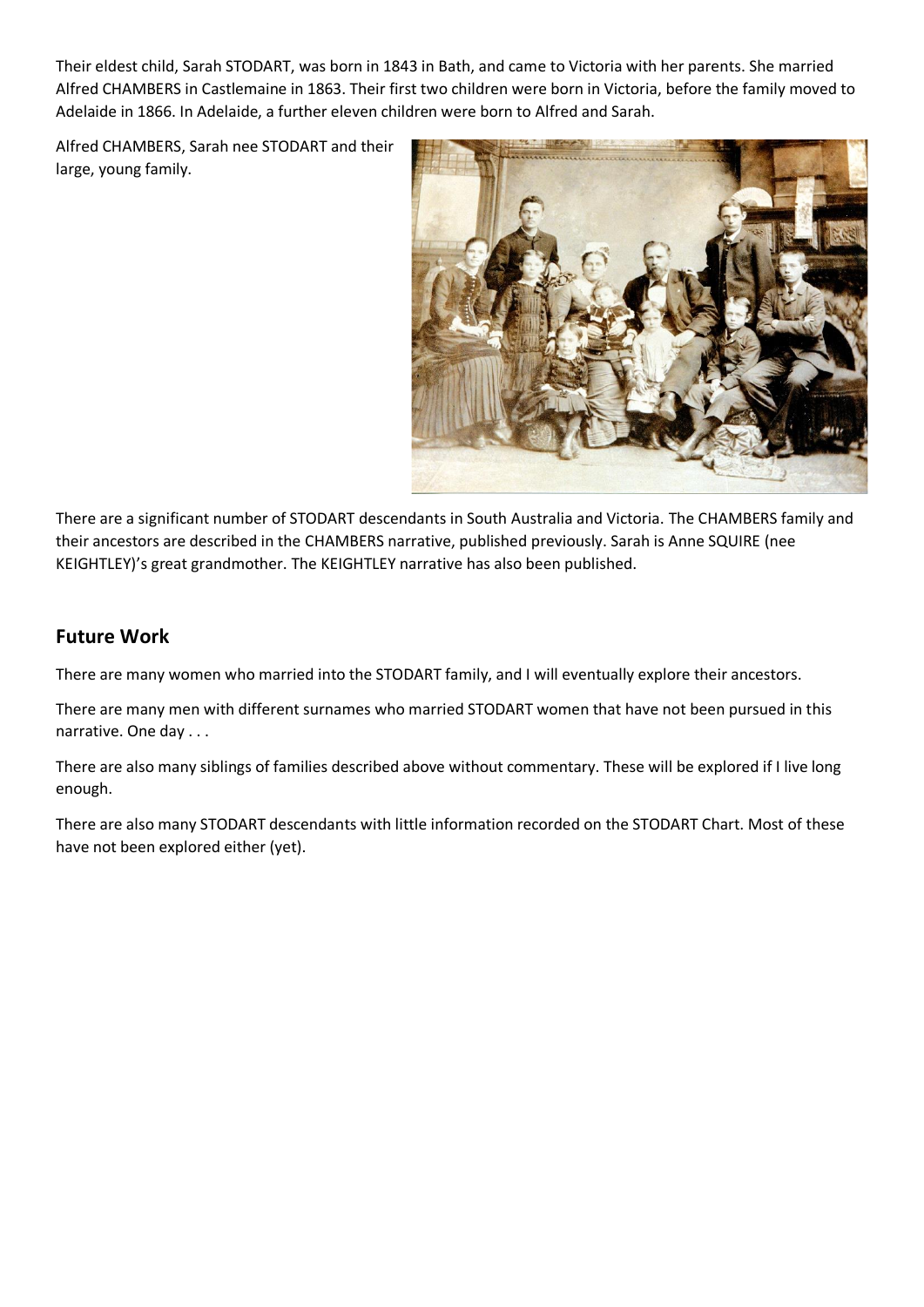Their eldest child, Sarah STODART, was born in 1843 in Bath, and came to Victoria with her parents. She married Alfred CHAMBERS in Castlemaine in 1863. Their first two children were born in Victoria, before the family moved to Adelaide in 1866. In Adelaide, a further eleven children were born to Alfred and Sarah.

Alfred CHAMBERS, Sarah nee STODART and their large, young family.

There are a significant number of STODART descendants in South Australia and Victoria. The CHAMBERS family and their ancestors are described in the CHAMBERS narrative, published previously. Sarah is Anne SQUIRE (nee KEIGHTLEY)'s great grandmother. The KEIGHTLEY narrative has also been published.

## Future Work

There are many women who married into the STODART family, and I will eventually explore their ancestors.

There are many men with different surnames who married STODART women that have not been pursued in this narrative. One day . . .

There are also many siblings of families described above without commentary. These will be explored if I live long enough.

There are also many STODART descendants with little information recorded on the STODART Chart. Most of these have not been explored either (yet).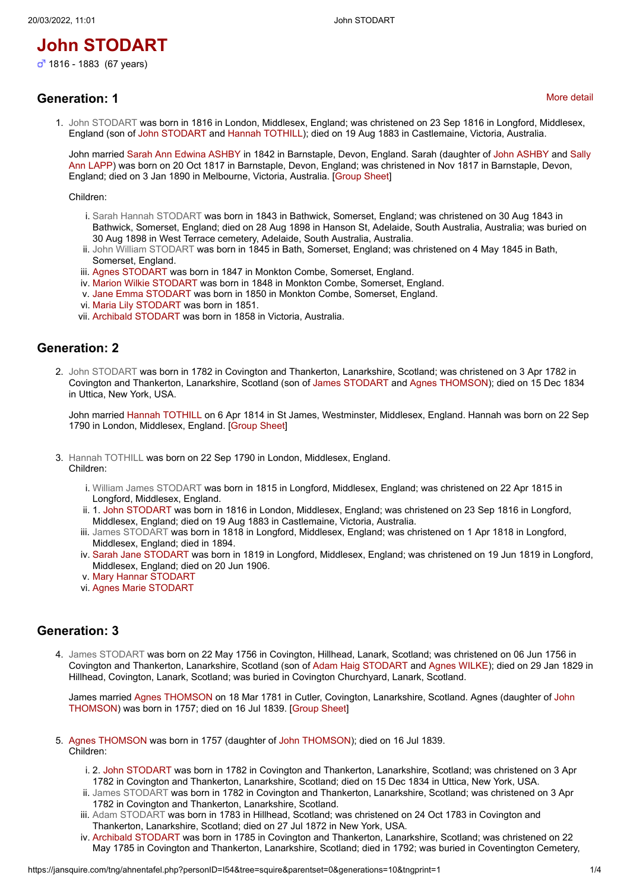# John STODART

♂ 1816 - 1883 (67 years)

## Generation: 1

More detail

1. John STODART was born in 1816 in London, Middlesex, England; was christened on 23 Sep 1816 in Longford, Middlesex, England (son of John STODART and Hannah TOTHILL); died on 19 Aug 1883 in Castlemaine, Victoria, Australia.

   John married Sarah Ann Edwina ASHBY in 1842 in Barnstaple, Devon, England. Sarah (daughter of John ASHBY and Sally Ann LAPP) was born on 20 Oct 1817 in Barnstaple, Devon, England; was christened in Nov 1817 in Barnstaple, Devon, England; died on 3 Jan 1890 in Melbourne, Victoria, Australia. [Group Sheet]

   Children:

   i. Sarah Hannah STODART was born in 1843 in Bathwick, Somerset, England; was christened on 30 Aug 1843 in Bathwick, Somerset, England; died on 28 Aug 1898 in Hanson St, Adelaide, South Australia, Australia; was buried on 30 Aug 1898 in West Terrace cemetery, Adelaide, South Australia, Australia.
   ii. John William STODART was born in 1845 in Bath, Somerset, England; was christened on 4 May 1845 in Bath, Somerset, England.
   iii. Agnes STODART was born in 1847 in Monkton Combe, Somerset, England.
   iv. Marion Wilkie STODART was born in 1848 in Monkton Combe, Somerset, England.
   v. Jane Emma STODART was born in 1850 in Monkton Combe, Somerset, England.
   vi. Maria Lily STODART was born in 1851.
   vii. Archibald STODART was born in 1858 in Victoria, Australia.

## Generation: 2

2. John STODART was born in 1782 in Covington and Thankerton, Lanarkshire, Scotland; was christened on 3 Apr 1782 in Covington and Thankerton, Lanarkshire, Scotland (son of James STODART and Agnes THOMSON); died on 15 Dec 1834 in Uttica, New York, USA.

   John married Hannah TOTHILL on 6 Apr 1814 in St James, Westminster, Middlesex, England. Hannah was born on 22 Sep 1790 in London, Middlesex, England. [Group Sheet]

3. Hannah TOTHILL was born on 22 Sep 1790 in London, Middlesex, England.
   Children:

   i. William James STODART was born in 1815 in Longford, Middlesex, England; was christened on 22 Apr 1815 in Longford, Middlesex, England.
   ii. 1. John STODART was born in 1816 in London, Middlesex, England; was christened on 23 Sep 1816 in Longford, Middlesex, England; died on 19 Aug 1883 in Castlemaine, Victoria, Australia.
   iii. James STODART was born in 1818 in Longford, Middlesex, England; was christened on 1 Apr 1818 in Longford, Middlesex, England; died in 1894.
   iv. Sarah Jane STODART was born in 1819 in Longford, Middlesex, England; was christened on 19 Jun 1819 in Longford, Middlesex, England; died on 20 Jun 1906.
   v. Mary Hannar STODART
   vi. Agnes Marie STODART

## Generation: 3

4. James STODART was born on 22 May 1756 in Covington, Hillhead, Lanark, Scotland; was christened on 06 Jun 1756 in Covington and Thankerton, Lanarkshire, Scotland (son of Adam Haig STODART and Agnes WILKE); died on 29 Jan 1829 in Hillhead, Covington, Lanark, Scotland; was buried in Covington Churchyard, Lanark, Scotland.

   James married Agnes THOMSON on 18 Mar 1781 in Cutler, Covington, Lanarkshire, Scotland. Agnes (daughter of John THOMSON) was born in 1757; died on 16 Jul 1839. [Group Sheet]

5. Agnes THOMSON was born in 1757 (daughter of John THOMSON); died on 16 Jul 1839.
   Children:

   i. 2. John STODART was born in 1782 in Covington and Thankerton, Lanarkshire, Scotland; was christened on 3 Apr 1782 in Covington and Thankerton, Lanarkshire, Scotland; died on 15 Dec 1834 in Uttica, New York, USA.
   ii. James STODART was born in 1782 in Covington and Thankerton, Lanarkshire, Scotland; was christened on 3 Apr 1782 in Covington and Thankerton, Lanarkshire, Scotland.
   iii. Adam STODART was born in 1783 in Hillhead, Scotland; was christened on 24 Oct 1783 in Covington and Thankerton, Lanarkshire, Scotland; died on 27 Jul 1872 in New York, USA.
   iv. Archibald STODART was born in 1785 in Covington and Thankerton, Lanarkshire, Scotland; was christened on 22 May 1785 in Covington and Thankerton, Lanarkshire, Scotland; died in 1792; was buried in Coventington Cemetery,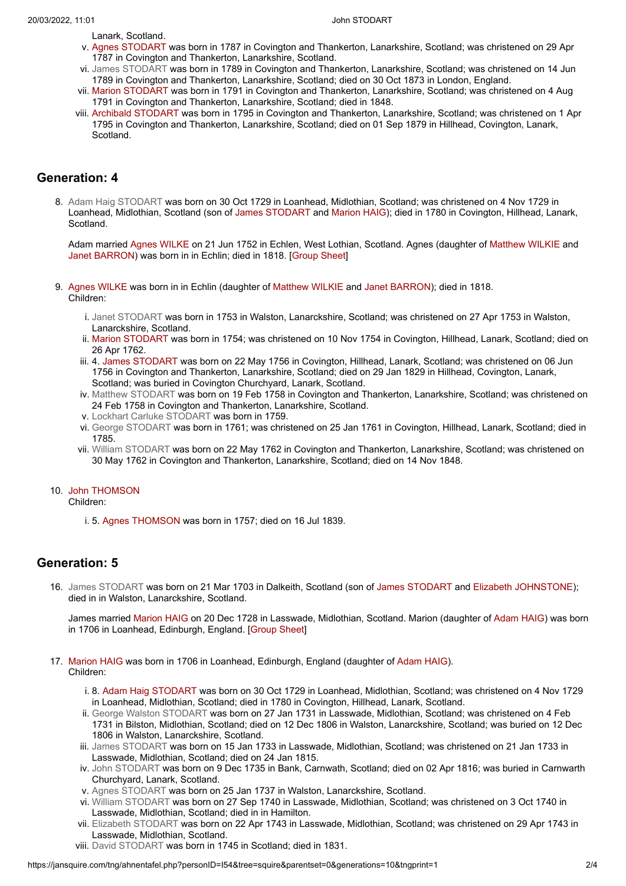Lanark, Scotland.

v. Agnes STODART was born in 1787 in Covington and Thankerton, Lanarkshire, Scotland; was christened on 29 Apr 1787 in Covington and Thankerton, Lanarkshire, Scotland.
vi. James STODART was born in 1789 in Covington and Thankerton, Lanarkshire, Scotland; was christened on 14 Jun 1789 in Covington and Thankerton, Lanarkshire, Scotland; died on 30 Oct 1873 in London, England.
vii. Marion STODART was born in 1791 in Covington and Thankerton, Lanarkshire, Scotland; was christened on 4 Aug 1791 in Covington and Thankerton, Lanarkshire, Scotland; died in 1848.
viii. Archibald STODART was born in 1795 in Covington and Thankerton, Lanarkshire, Scotland; was christened on 1 Apr 1795 in Covington and Thankerton, Lanarkshire, Scotland; died on 01 Sep 1879 in Hillhead, Covington, Lanark, Scotland.

## Generation: 4

8. Adam Haig STODART was born on 30 Oct 1729 in Loanhead, Midlothian, Scotland; was christened on 4 Nov 1729 in Loanhead, Midlothian, Scotland (son of James STODART and Marion HAIG); died in 1780 in Covington, Hillhead, Lanark, Scotland.

   Adam married Agnes WILKE on 21 Jun 1752 in Echlen, West Lothian, Scotland. Agnes (daughter of Matthew WILKIE and Janet BARRON) was born in in Echlin; died in 1818. [Group Sheet]

9. Agnes WILKE was born in in Echlin (daughter of Matthew WILKIE and Janet BARRON); died in 1818.
   Children:

   i. Janet STODART was born in 1753 in Walston, Lanarckshire, Scotland; was christened on 27 Apr 1753 in Walston, Lanarckshire, Scotland.
   ii. Marion STODART was born in 1754; was christened on 10 Nov 1754 in Covington, Hillhead, Lanark, Scotland; died on 26 Apr 1762.
   iii. 4. James STODART was born on 22 May 1756 in Covington, Hillhead, Lanark, Scotland; was christened on 06 Jun 1756 in Covington and Thankerton, Lanarkshire, Scotland; died on 29 Jan 1829 in Hillhead, Covington, Lanark, Scotland; was buried in Covington Churchyard, Lanark, Scotland.
   iv. Matthew STODART was born on 19 Feb 1758 in Covington and Thankerton, Lanarkshire, Scotland; was christened on 24 Feb 1758 in Covington and Thankerton, Lanarkshire, Scotland.
   v. Lockhart Carluke STODART was born in 1759.
   vi. George STODART was born in 1761; was christened on 25 Jan 1761 in Covington, Hillhead, Lanark, Scotland; died in 1785.
   vii. William STODART was born on 22 May 1762 in Covington and Thankerton, Lanarkshire, Scotland; was christened on 30 May 1762 in Covington and Thankerton, Lanarkshire, Scotland; died on 14 Nov 1848.

10. John THOMSON
    Children:

    i. 5. Agnes THOMSON was born in 1757; died on 16 Jul 1839.

## Generation: 5

16. James STODART was born on 21 Mar 1703 in Dalkeith, Scotland (son of James STODART and Elizabeth JOHNSTONE); died in in Walston, Lanarckshire, Scotland.

    James married Marion HAIG on 20 Dec 1728 in Lasswade, Midlothian, Scotland. Marion (daughter of Adam HAIG) was born in 1706 in Loanhead, Edinburgh, England. [Group Sheet]

17. Marion HAIG was born in 1706 in Loanhead, Edinburgh, England (daughter of Adam HAIG).
    Children:

    i. 8. Adam Haig STODART was born on 30 Oct 1729 in Loanhead, Midlothian, Scotland; was christened on 4 Nov 1729 in Loanhead, Midlothian, Scotland; died in 1780 in Covington, Hillhead, Lanark, Scotland.
    ii. George Walston STODART was born on 27 Jan 1731 in Lasswade, Midlothian, Scotland; was christened on 4 Feb 1731 in Bilston, Midlothian, Scotland; died on 12 Dec 1806 in Walston, Lanarckshire, Scotland; was buried on 12 Dec 1806 in Walston, Lanarckshire, Scotland.
    iii. James STODART was born on 15 Jan 1733 in Lasswade, Midlothian, Scotland; was christened on 21 Jan 1733 in Lasswade, Midlothian, Scotland; died on 24 Jan 1815.
    iv. John STODART was born on 9 Dec 1735 in Bank, Carnwath, Scotland; died on 02 Apr 1816; was buried in Carnwarth Churchyard, Lanark, Scotland.
    v. Agnes STODART was born on 25 Jan 1737 in Walston, Lanarckshire, Scotland.
    vi. William STODART was born on 27 Sep 1740 in Lasswade, Midlothian, Scotland; was christened on 3 Oct 1740 in Lasswade, Midlothian, Scotland; died in in Hamilton.
    vii. Elizabeth STODART was born on 22 Apr 1743 in Lasswade, Midlothian, Scotland; was christened on 29 Apr 1743 in Lasswade, Midlothian, Scotland.
    viii. David STODART was born in 1745 in Scotland; died in 1831.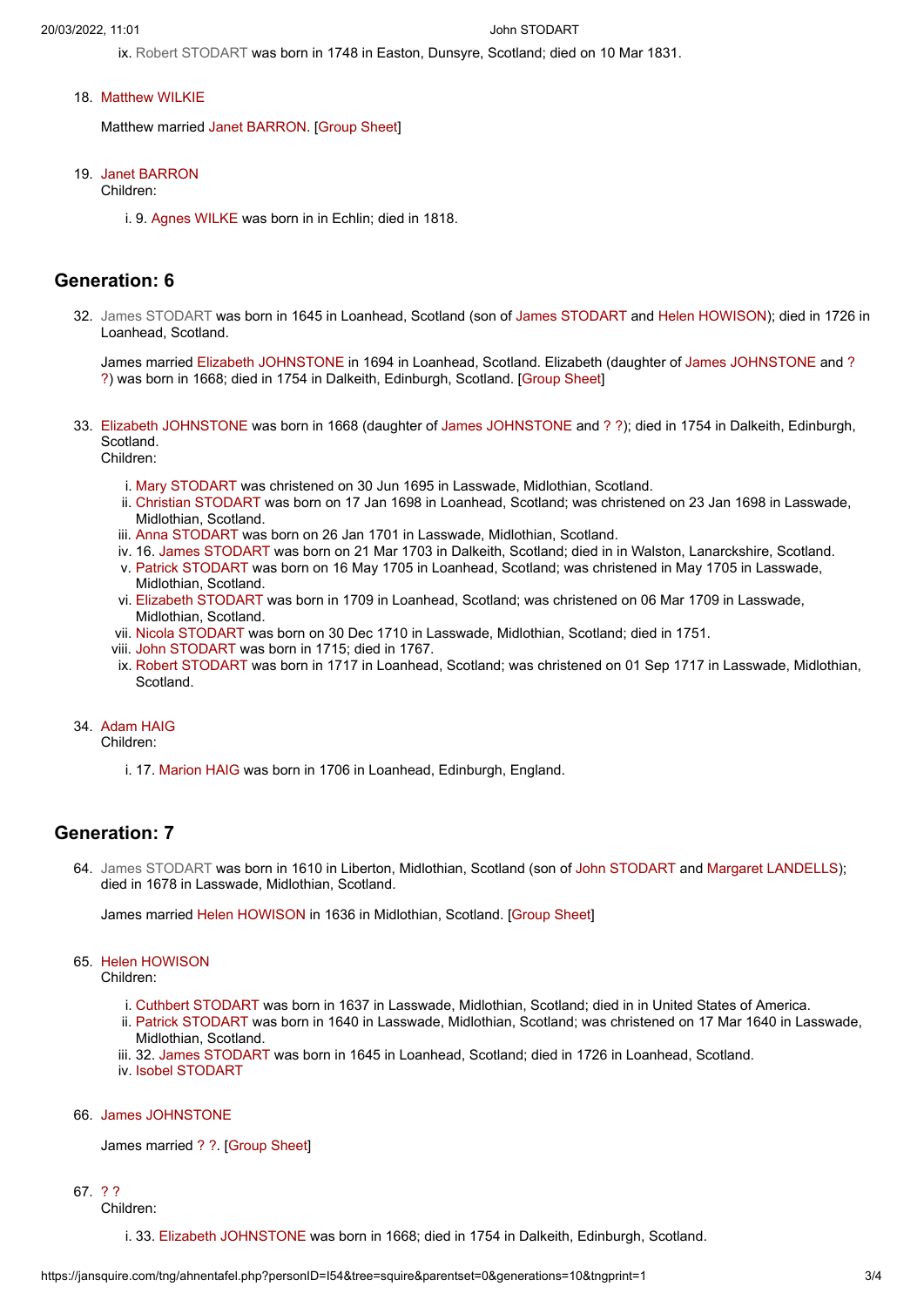ix. Robert STODART was born in 1748 in Easton, Dunsyre, Scotland; died on 10 Mar 1831.

18. Matthew WILKIE

    Matthew married Janet BARRON. [Group Sheet]

19. Janet BARRON

    Children:

    i. 9. Agnes WILKE was born in in Echlin; died in 1818.

## Generation: 6

32. James STODART was born in 1645 in Loanhead, Scotland (son of James STODART and Helen HOWISON); died in 1726 in Loanhead, Scotland.

    James married Elizabeth JOHNSTONE in 1694 in Loanhead, Scotland. Elizabeth (daughter of James JOHNSTONE and ? ?) was born in 1668; died in 1754 in Dalkeith, Edinburgh, Scotland. [Group Sheet]

33. Elizabeth JOHNSTONE was born in 1668 (daughter of James JOHNSTONE and ? ?); died in 1754 in Dalkeith, Edinburgh, Scotland.

    Children:

    i. Mary STODART was christened on 30 Jun 1695 in Lasswade, Midlothian, Scotland.
    ii. Christian STODART was born on 17 Jan 1698 in Loanhead, Scotland; was christened on 23 Jan 1698 in Lasswade, Midlothian, Scotland.
    iii. Anna STODART was born on 26 Jan 1701 in Lasswade, Midlothian, Scotland.
    iv. 16. James STODART was born on 21 Mar 1703 in Dalkeith, Scotland; died in in Walston, Lanarckshire, Scotland.
    v. Patrick STODART was born on 16 May 1705 in Loanhead, Scotland; was christened in May 1705 in Lasswade, Midlothian, Scotland.
    vi. Elizabeth STODART was born in 1709 in Loanhead, Scotland; was christened on 06 Mar 1709 in Lasswade, Midlothian, Scotland.
    vii. Nicola STODART was born on 30 Dec 1710 in Lasswade, Midlothian, Scotland; died in 1751.
    viii. John STODART was born in 1715; died in 1767.
    ix. Robert STODART was born in 1717 in Loanhead, Scotland; was christened on 01 Sep 1717 in Lasswade, Midlothian, Scotland.

34. Adam HAIG

    Children:

    i. 17. Marion HAIG was born in 1706 in Loanhead, Edinburgh, England.

## Generation: 7

64. James STODART was born in 1610 in Liberton, Midlothian, Scotland (son of John STODART and Margaret LANDELLS); died in 1678 in Lasswade, Midlothian, Scotland.

    James married Helen HOWISON in 1636 in Midlothian, Scotland. [Group Sheet]

65. Helen HOWISON

    Children:

    i. Cuthbert STODART was born in 1637 in Lasswade, Midlothian, Scotland; died in in United States of America.
    ii. Patrick STODART was born in 1640 in Lasswade, Midlothian, Scotland; was christened on 17 Mar 1640 in Lasswade, Midlothian, Scotland.
    iii. 32. James STODART was born in 1645 in Loanhead, Scotland; died in 1726 in Loanhead, Scotland.
    iv. Isobel STODART

66. James JOHNSTONE

    James married ? ?. [Group Sheet]

67. ? ?

    Children:

    i. 33. Elizabeth JOHNSTONE was born in 1668; died in 1754 in Dalkeith, Edinburgh, Scotland.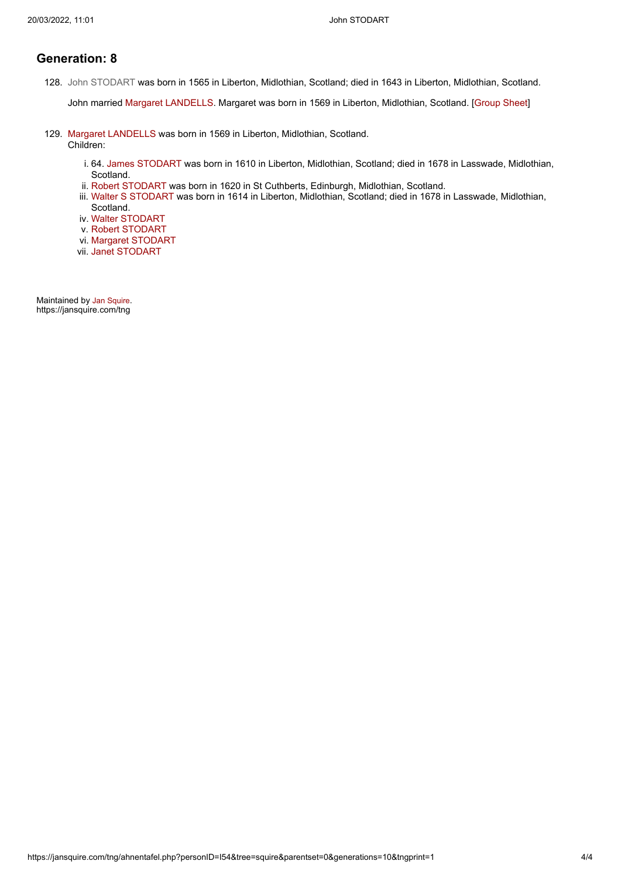## Generation: 8

128. John STODART was born in 1565 in Liberton, Midlothian, Scotland; died in 1643 in Liberton, Midlothian, Scotland.

    John married Margaret LANDELLS. Margaret was born in 1569 in Liberton, Midlothian, Scotland. [Group Sheet]

129. Margaret LANDELLS was born in 1569 in Liberton, Midlothian, Scotland.
    Children:

    i. 64. James STODART was born in 1610 in Liberton, Midlothian, Scotland; died in 1678 in Lasswade, Midlothian, Scotland.
    ii. Robert STODART was born in 1620 in St Cuthberts, Edinburgh, Midlothian, Scotland.
    iii. Walter S STODART was born in 1614 in Liberton, Midlothian, Scotland; died in 1678 in Lasswade, Midlothian, Scotland.
    iv. Walter STODART
    v. Robert STODART
    vi. Margaret STODART
    vii. Janet STODART

Maintained by Jan Squire.
https://jansquire.com/tng